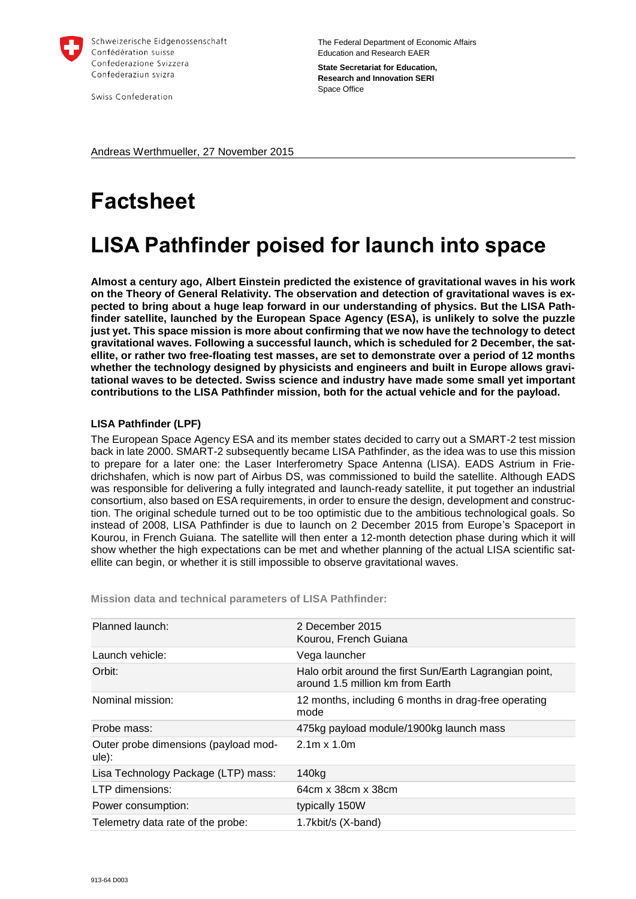Schweizerische Eidgenossenschaft
Confédération suisse
Confederazione Svizzera
Confederaziun svizra

Swiss Confederation

The Federal Department of Economic Affairs Education and Research EAER

**State Secretariat for Education, Research and Innovation SERI**
Space Office

Andreas Werthmueller, 27 November 2015

# Factsheet

# LISA Pathfinder poised for launch into space

**Almost a century ago, Albert Einstein predicted the existence of gravitational waves in his work on the Theory of General Relativity. The observation and detection of gravitational waves is expected to bring about a huge leap forward in our understanding of physics. But the LISA Pathfinder satellite, launched by the European Space Agency (ESA), is unlikely to solve the puzzle just yet. This space mission is more about confirming that we now have the technology to detect gravitational waves. Following a successful launch, which is scheduled for 2 December, the satellite, or rather two free-floating test masses, are set to demonstrate over a period of 12 months whether the technology designed by physicists and engineers and built in Europe allows gravitational waves to be detected. Swiss science and industry have made some small yet important contributions to the LISA Pathfinder mission, both for the actual vehicle and for the payload.**

### LISA Pathfinder (LPF)

The European Space Agency ESA and its member states decided to carry out a SMART-2 test mission back in late 2000. SMART-2 subsequently became LISA Pathfinder, as the idea was to use this mission to prepare for a later one: the Laser Interferometry Space Antenna (LISA). EADS Astrium in Friedrichshafen, which is now part of Airbus DS, was commissioned to build the satellite. Although EADS was responsible for delivering a fully integrated and launch-ready satellite, it put together an industrial consortium, also based on ESA requirements, in order to ensure the design, development and construction. The original schedule turned out to be too optimistic due to the ambitious technological goals. So instead of 2008, LISA Pathfinder is due to launch on 2 December 2015 from Europe's Spaceport in Kourou, in French Guiana. The satellite will then enter a 12-month detection phase during which it will show whether the high expectations can be met and whether planning of the actual LISA scientific satellite can begin, or whether it is still impossible to observe gravitational waves.

**Mission data and technical parameters of LISA Pathfinder:**

| | |
|---|---|
| Planned launch: | 2 December 2015<br>Kourou, French Guiana |
| Launch vehicle: | Vega launcher |
| Orbit: | Halo orbit around the first Sun/Earth Lagrangian point, around 1.5 million km from Earth |
| Nominal mission: | 12 months, including 6 months in drag-free operating mode |
| Probe mass: | 475kg payload module/1900kg launch mass |
| Outer probe dimensions (payload module): | 2.1m x 1.0m |
| Lisa Technology Package (LTP) mass: | 140kg |
| LTP dimensions: | 64cm x 38cm x 38cm |
| Power consumption: | typically 150W |
| Telemetry data rate of the probe: | 1.7kbit/s (X-band) |

913-64 D003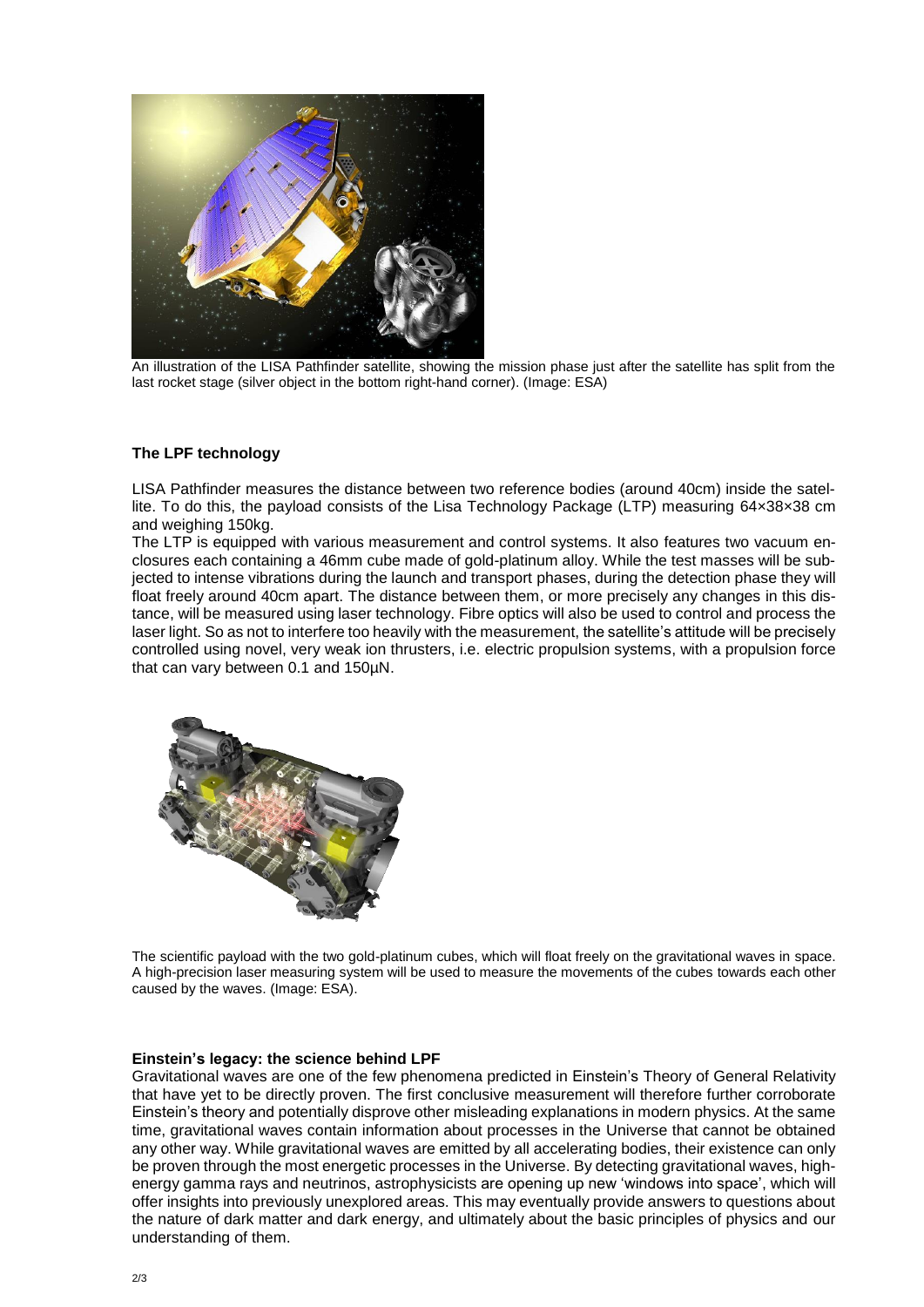An illustration of the LISA Pathfinder satellite, showing the mission phase just after the satellite has split from the last rocket stage (silver object in the bottom right-hand corner). (Image: ESA)

**The LPF technology**

LISA Pathfinder measures the distance between two reference bodies (around 40cm) inside the satellite. To do this, the payload consists of the Lisa Technology Package (LTP) measuring 64×38×38 cm and weighing 150kg.

The LTP is equipped with various measurement and control systems. It also features two vacuum enclosures each containing a 46mm cube made of gold-platinum alloy. While the test masses will be subjected to intense vibrations during the launch and transport phases, during the detection phase they will float freely around 40cm apart. The distance between them, or more precisely any changes in this distance, will be measured using laser technology. Fibre optics will also be used to control and process the laser light. So as not to interfere too heavily with the measurement, the satellite's attitude will be precisely controlled using novel, very weak ion thrusters, i.e. electric propulsion systems, with a propulsion force that can vary between 0.1 and 150µN.

The scientific payload with the two gold-platinum cubes, which will float freely on the gravitational waves in space. A high-precision laser measuring system will be used to measure the movements of the cubes towards each other caused by the waves. (Image: ESA).

**Einstein's legacy: the science behind LPF**

Gravitational waves are one of the few phenomena predicted in Einstein's Theory of General Relativity that have yet to be directly proven. The first conclusive measurement will therefore further corroborate Einstein's theory and potentially disprove other misleading explanations in modern physics. At the same time, gravitational waves contain information about processes in the Universe that cannot be obtained any other way. While gravitational waves are emitted by all accelerating bodies, their existence can only be proven through the most energetic processes in the Universe. By detecting gravitational waves, high-energy gamma rays and neutrinos, astrophysicists are opening up new 'windows into space', which will offer insights into previously unexplored areas. This may eventually provide answers to questions about the nature of dark matter and dark energy, and ultimately about the basic principles of physics and our understanding of them.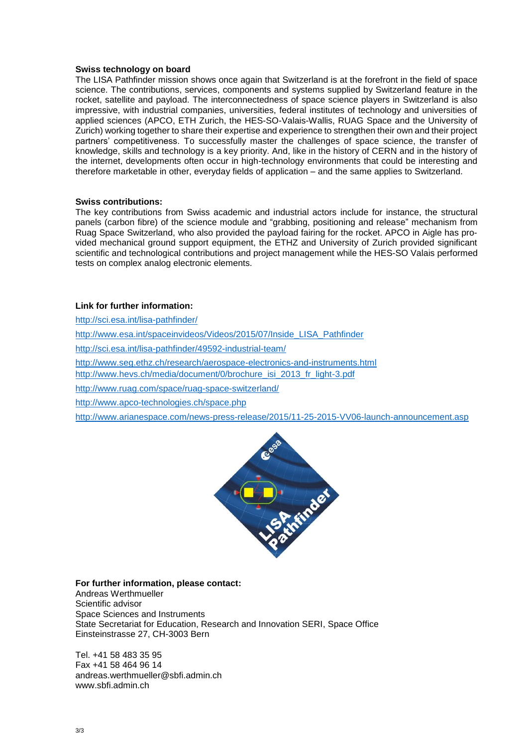**Swiss technology on board**

The LISA Pathfinder mission shows once again that Switzerland is at the forefront in the field of space science. The contributions, services, components and systems supplied by Switzerland feature in the rocket, satellite and payload. The interconnectedness of space science players in Switzerland is also impressive, with industrial companies, universities, federal institutes of technology and universities of applied sciences (APCO, ETH Zurich, the HES-SO-Valais-Wallis, RUAG Space and the University of Zurich) working together to share their expertise and experience to strengthen their own and their project partners' competitiveness. To successfully master the challenges of space science, the transfer of knowledge, skills and technology is a key priority. And, like in the history of CERN and in the history of the internet, developments often occur in high-technology environments that could be interesting and therefore marketable in other, everyday fields of application – and the same applies to Switzerland.

**Swiss contributions:**

The key contributions from Swiss academic and industrial actors include for instance, the structural panels (carbon fibre) of the science module and "grabbing, positioning and release" mechanism from Ruag Space Switzerland, who also provided the payload fairing for the rocket. APCO in Aigle has provided mechanical ground support equipment, the ETHZ and University of Zurich provided significant scientific and technological contributions and project management while the HES-SO Valais performed tests on complex analog electronic elements.

**Link for further information:**

http://sci.esa.int/lisa-pathfinder/

http://www.esa.int/spaceinvideos/Videos/2015/07/Inside_LISA_Pathfinder

http://sci.esa.int/lisa-pathfinder/49592-industrial-team/

http://www.seg.ethz.ch/research/aerospace-electronics-and-instruments.html

http://www.hevs.ch/media/document/0/brochure_isi_2013_fr_light-3.pdf

http://www.ruag.com/space/ruag-space-switzerland/

http://www.apco-technologies.ch/space.php

http://www.arianespace.com/news-press-release/2015/11-25-2015-VV06-launch-announcement.asp

**For further information, please contact:**

Andreas Werthmueller
Scientific advisor
Space Sciences and Instruments
State Secretariat for Education, Research and Innovation SERI, Space Office
Einsteinstrasse 27, CH-3003 Bern

Tel. +41 58 483 35 95
Fax +41 58 464 96 14
andreas.werthmueller@sbfi.admin.ch
www.sbfi.admin.ch